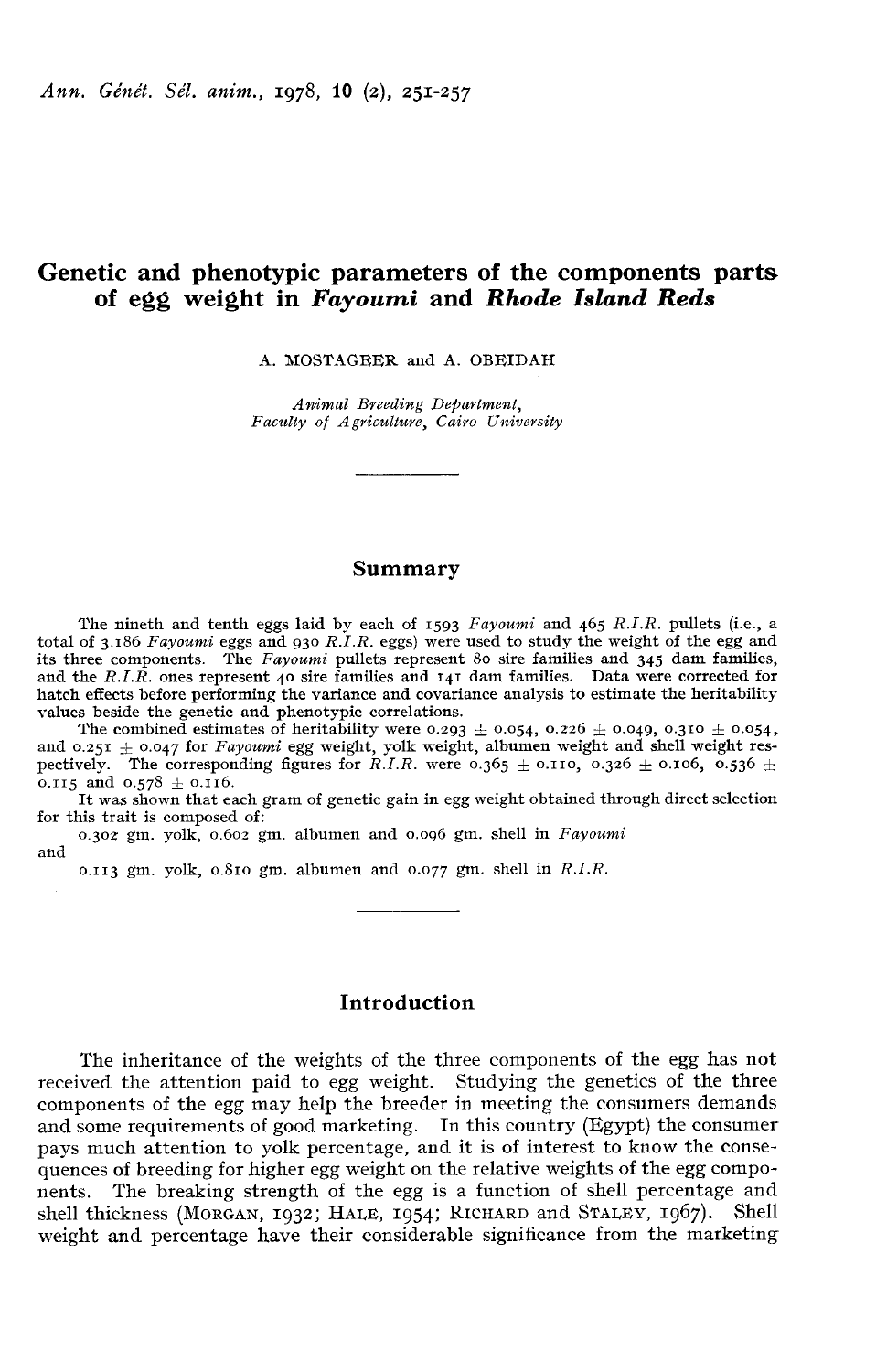# Genetic and phenotypic parameters of the components parts of egg weight in *Fayoumi* and *Rhode Island Reds*

A. MOSTAGEER and A. OBEIDAH

*Animal Breeding Department,*
*Faculty of Agriculture, Cairo University*

## Summary

The nineth and tenth eggs laid by each of 1593 *Fayoumi* and 465 *R.I.R.* pullets (i.e., a total of 3.186 *Fayoumi* eggs and 930 *R.I.R.* eggs) were used to study the weight of the egg and its three components. The *Fayoumi* pullets represent 80 sire families and 345 dam families, and the *R.I.R.* ones represent 40 sire families and 141 dam families. Data were corrected for hatch effects before performing the variance and covariance analysis to estimate the heritability values beside the genetic and phenotypic correlations.

The combined estimates of heritability were 0.293 ± 0.054, 0.226 ± 0.049, 0.310 ± 0.054, and 0.251 ± 0.047 for *Fayoumi* egg weight, yolk weight, albumen weight and shell weight respectively. The corresponding figures for *R.I.R.* were 0.365 ± 0.110, 0.326 ± 0.106, 0.536 ± 0.115 and 0.578 ± 0.116.

It was shown that each gram of genetic gain in egg weight obtained through direct selection for this trait is composed of:

0.302 gm. yolk, 0.602 gm. albumen and 0.096 gm. shell in *Fayoumi*

and

0.113 gm. yolk, 0.810 gm. albumen and 0.077 gm. shell in *R.I.R.*

## Introduction

The inheritance of the weights of the three components of the egg has not received the attention paid to egg weight. Studying the genetics of the three components of the egg may help the breeder in meeting the consumers demands and some requirements of good marketing. In this country (Egypt) the consumer pays much attention to yolk percentage, and it is of interest to know the consequences of breeding for higher egg weight on the relative weights of the egg components. The breaking strength of the egg is a function of shell percentage and shell thickness (MORGAN, 1932; HALE, 1954; RICHARD and STALEY, 1967). Shell weight and percentage have their considerable significance from the marketing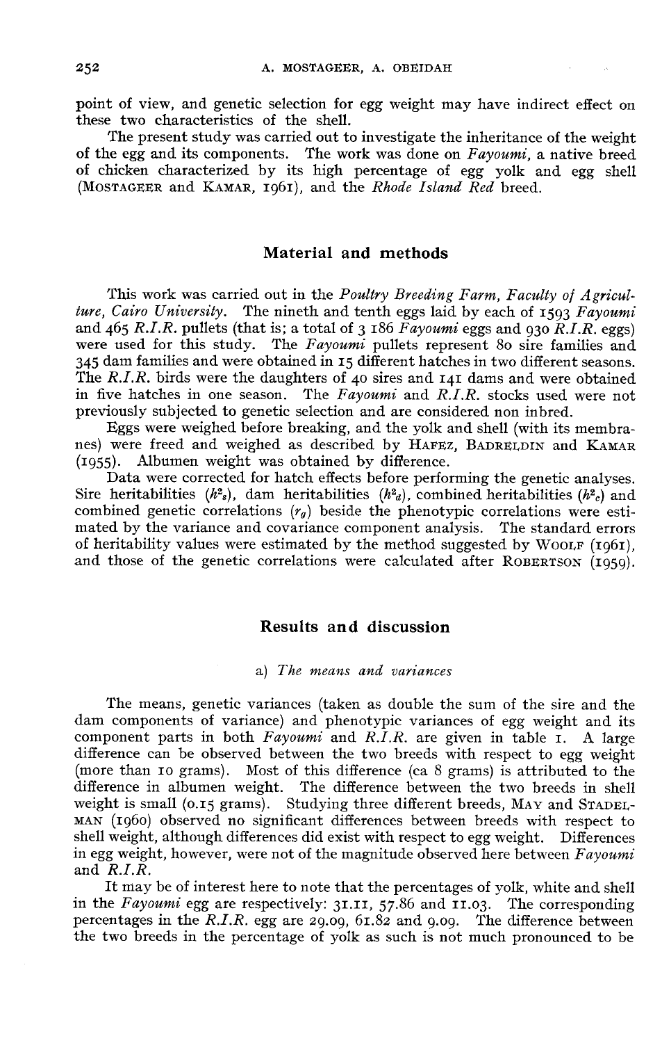point of view, and genetic selection for egg weight may have indirect effect on these two characteristics of the shell.

The present study was carried out to investigate the inheritance of the weight of the egg and its components. The work was done on *Fayoumi*, a native breed of chicken characterized by its high percentage of egg yolk and egg shell (MOSTAGEER and KAMAR, 1961), and the *Rhode Island Red* breed.

## Material and methods

This work was carried out in the *Poultry Breeding Farm, Faculty of Agriculture, Cairo University*. The nineth and tenth eggs laid by each of 1593 *Fayoumi* and 465 *R.I.R.* pullets (that is; a total of 3 186 *Fayoumi* eggs and 930 *R.I.R.* eggs) were used for this study. The *Fayoumi* pullets represent 80 sire families and 345 dam families and were obtained in 15 different hatches in two different seasons. The *R.I.R.* birds were the daughters of 40 sires and 141 dams and were obtained in five hatches in one season. The *Fayoumi* and *R.I.R.* stocks used were not previously subjected to genetic selection and are considered non inbred.

Eggs were weighed before breaking, and the yolk and shell (with its membranes) were freed and weighed as described by HAFEZ, BADRELDIN and KAMAR (1955). Albumen weight was obtained by difference.

Data were corrected for hatch effects before performing the genetic analyses. Sire heritabilities ($h^2_s$), dam heritabilities ($h^2_d$), combined heritabilities ($h^2_c$) and combined genetic correlations ($r_g$) beside the phenotypic correlations were estimated by the variance and covariance component analysis. The standard errors of heritability values were estimated by the method suggested by WOOLF (1961), and those of the genetic correlations were calculated after ROBERTSON (1959).

## Results and discussion

### a) *The means and variances*

The means, genetic variances (taken as double the sum of the sire and the dam components of variance) and phenotypic variances of egg weight and its component parts in both *Fayoumi* and *R.I.R.* are given in table 1. A large difference can be observed between the two breeds with respect to egg weight (more than 10 grams). Most of this difference (ca 8 grams) is attributed to the difference in albumen weight. The difference between the two breeds in shell weight is small (0.15 grams). Studying three different breeds, MAY and STADELMAN (1960) observed no significant differences between breeds with respect to shell weight, although differences did exist with respect to egg weight. Differences in egg weight, however, were not of the magnitude observed here between *Fayoumi* and *R.I.R.*

It may be of interest here to note that the percentages of yolk, white and shell in the *Fayoumi* egg are respectively: 31.11, 57.86 and 11.03. The corresponding percentages in the *R.I.R.* egg are 29.09, 61.82 and 9.09. The difference between the two breeds in the percentage of yolk as such is not much pronounced to be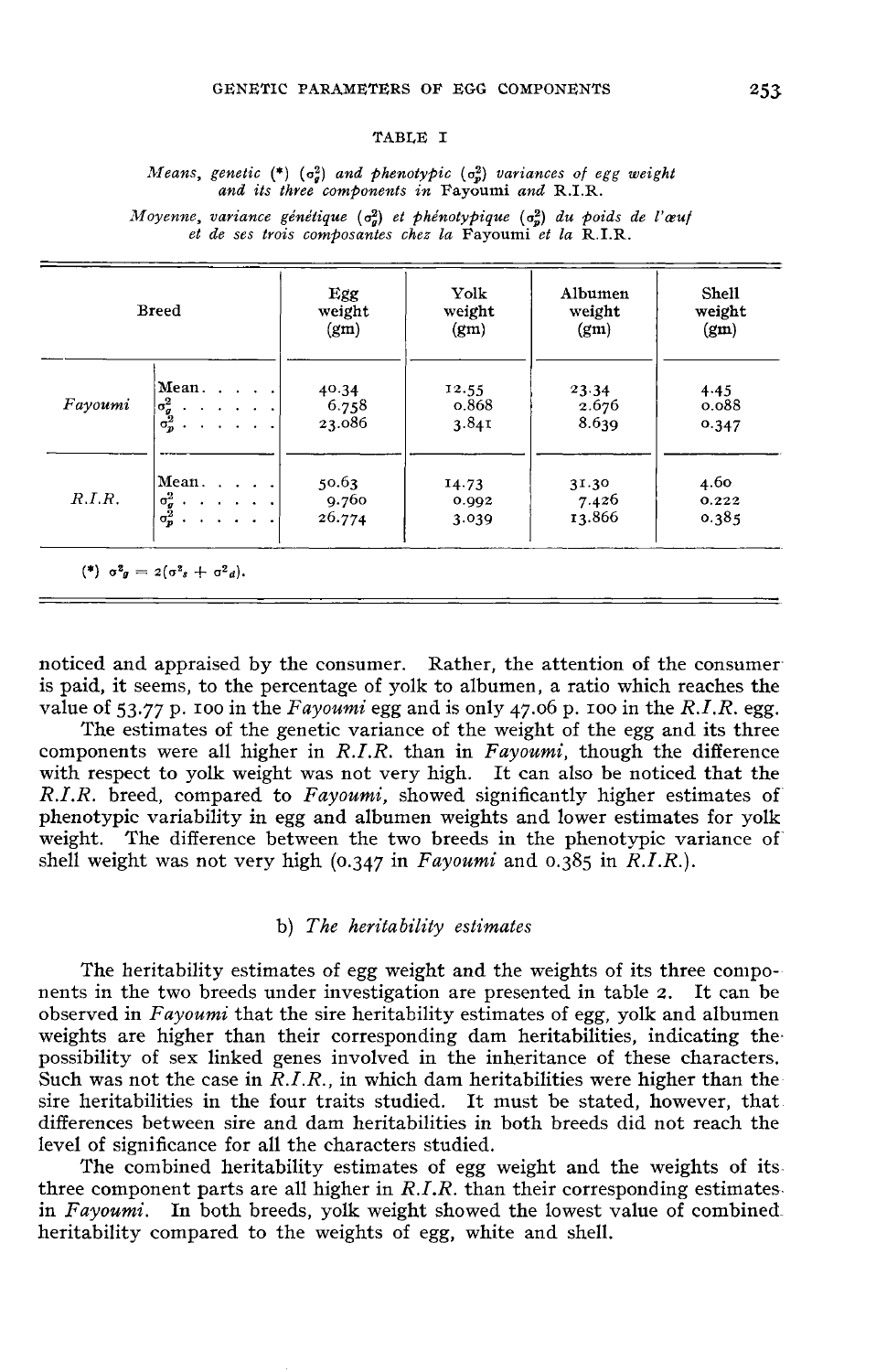TABLE I

*Means, genetic* (\*) ($\sigma_g^2$) *and phenotypic* ($\sigma_p^2$) *variances of egg weight and its three components in* Fayoumi *and* R.I.R.

*Moyenne, variance génétique* ($\sigma_g^2$) *et phénotypique* ($\sigma_p^2$) *du poids de l'œuf et de ses trois composantes chez la* Fayoumi *et la* R.I.R.

| Breed | | Egg weight (gm) | Yolk weight (gm) | Albumen weight (gm) | Shell weight (gm) |
|---|---|---|---|---|---|
| *Fayoumi* | Mean | 40.34 | 12.55 | 23.34 | 4.45 |
| | $\sigma_g^2$ | 6.758 | 0.868 | 2.676 | 0.088 |
| | $\sigma_p^2$ | 23.086 | 3.841 | 8.639 | 0.347 |
| *R.I.R.* | Mean | 50.63 | 14.73 | 31.30 | 4.60 |
| | $\sigma_g^2$ | 9.760 | 0.992 | 7.426 | 0.222 |
| | $\sigma_p^2$ | 26.774 | 3.039 | 13.866 | 0.385 |

(\*) $\sigma_g^2 = 2(\sigma_s^2 + \sigma_d^2)$.

noticed and appraised by the consumer. Rather, the attention of the consumer is paid, it seems, to the percentage of yolk to albumen, a ratio which reaches the value of 53.77 p. 100 in the *Fayoumi* egg and is only 47.06 p. 100 in the *R.I.R.* egg.

The estimates of the genetic variance of the weight of the egg and its three components were all higher in *R.I.R.* than in *Fayoumi*, though the difference with respect to yolk weight was not very high. It can also be noticed that the *R.I.R.* breed, compared to *Fayoumi*, showed significantly higher estimates of phenotypic variability in egg and albumen weights and lower estimates for yolk weight. The difference between the two breeds in the phenotypic variance of shell weight was not very high (0.347 in *Fayoumi* and 0.385 in *R.I.R.*).

### b) *The heritability estimates*

The heritability estimates of egg weight and the weights of its three components in the two breeds under investigation are presented in table 2. It can be observed in *Fayoumi* that the sire heritability estimates of egg, yolk and albumen weights are higher than their corresponding dam heritabilities, indicating the possibility of sex linked genes involved in the inheritance of these characters. Such was not the case in *R.I.R.*, in which dam heritabilities were higher than the sire heritabilities in the four traits studied. It must be stated, however, that differences between sire and dam heritabilities in both breeds did not reach the level of significance for all the characters studied.

The combined heritability estimates of egg weight and the weights of its three component parts are all higher in *R.I.R.* than their corresponding estimates in *Fayoumi*. In both breeds, yolk weight showed the lowest value of combined heritability compared to the weights of egg, white and shell.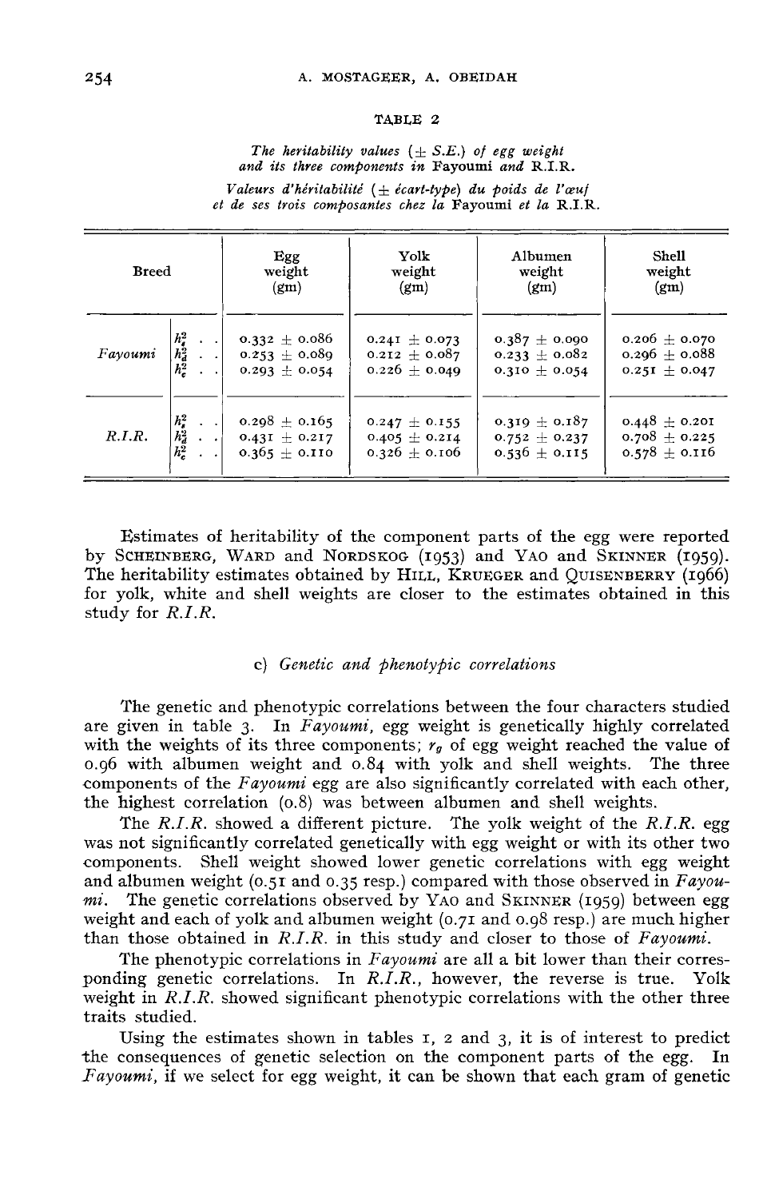TABLE 2

*The heritability values (± S.E.) of egg weight and its three components in* Fayoumi *and* R.I.R.

*Valeurs d'héritabilité (± écart-type) du poids de l'œuf et de ses trois composantes chez la* Fayoumi *et la* R.I.R.

| Breed | | Egg weight (gm) | Yolk weight (gm) | Albumen weight (gm) | Shell weight (gm) |
|---|---|---|---|---|---|
| *Fayoumi* | $h_s^2$ . . | 0.332 ± 0.086 | 0.241 ± 0.073 | 0.387 ± 0.090 | 0.206 ± 0.070 |
| | $h_d^2$ . . | 0.253 ± 0.089 | 0.212 ± 0.087 | 0.233 ± 0.082 | 0.296 ± 0.088 |
| | $h_c^2$ . . | 0.293 ± 0.054 | 0.226 ± 0.049 | 0.310 ± 0.054 | 0.251 ± 0.047 |
| *R.I.R.* | $h_s^2$ . . | 0.298 ± 0.165 | 0.247 ± 0.155 | 0.319 ± 0.187 | 0.448 ± 0.201 |
| | $h_d^2$ . . | 0.431 ± 0.217 | 0.405 ± 0.214 | 0.752 ± 0.237 | 0.708 ± 0.225 |
| | $h_c^2$ . . | 0.365 ± 0.110 | 0.326 ± 0.106 | 0.536 ± 0.115 | 0.578 ± 0.116 |

Estimates of heritability of the component parts of the egg were reported by SCHEINBERG, WARD and NORDSKOG (1953) and YAO and SKINNER (1959). The heritability estimates obtained by HILL, KRUEGER and QUISENBERRY (1966) for yolk, white and shell weights are closer to the estimates obtained in this study for *R.I.R.*

### c) *Genetic and phenotypic correlations*

The genetic and phenotypic correlations between the four characters studied are given in table 3. In *Fayoumi*, egg weight is genetically highly correlated with the weights of its three components; $r_g$ of egg weight reached the value of 0.96 with albumen weight and 0.84 with yolk and shell weights. The three components of the *Fayoumi* egg are also significantly correlated with each other, the highest correlation (0.8) was between albumen and shell weights.

The *R.I.R.* showed a different picture. The yolk weight of the *R.I.R.* egg was not significantly correlated genetically with egg weight or with its other two components. Shell weight showed lower genetic correlations with egg weight and albumen weight (0.51 and 0.35 resp.) compared with those observed in *Fayoumi*. The genetic correlations observed by YAO and SKINNER (1959) between egg weight and each of yolk and albumen weight (0.71 and 0.98 resp.) are much higher than those obtained in *R.I.R.* in this study and closer to those of *Fayoumi*.

The phenotypic correlations in *Fayoumi* are all a bit lower than their corresponding genetic correlations. In *R.I.R.*, however, the reverse is true. Yolk weight in *R.I.R.* showed significant phenotypic correlations with the other three traits studied.

Using the estimates shown in tables 1, 2 and 3, it is of interest to predict the consequences of genetic selection on the component parts of the egg. In *Fayoumi*, if we select for egg weight, it can be shown that each gram of genetic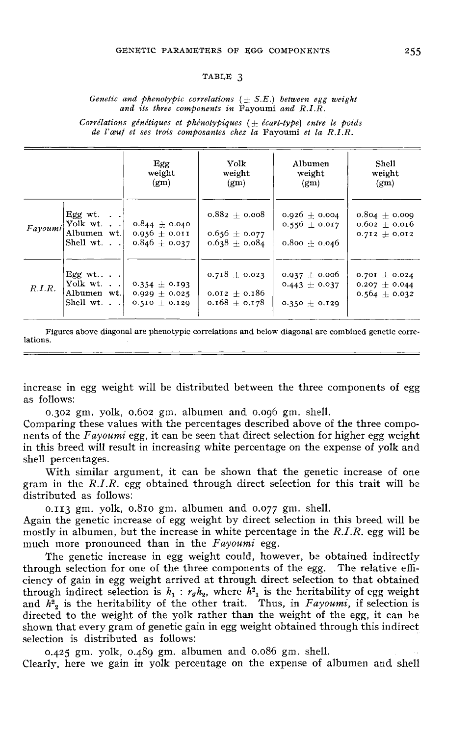TABLE 3

*Genetic and phenotypic correlations (± S.E.) between egg weight and its three components in* Fayoumi *and R.I.R.*

*Corrélations génétiques et phénotypiques (± écart-type) entre le poids de l'œuf et ses trois composantes chez la* Fayoumi *et la R.I.R.*

| | | Egg weight (gm) | Yolk weight (gm) | Albumen weight (gm) | Shell weight (gm) |
|---|---|---|---|---|---|
| *Fayoumi* | Egg wt. | | 0.882 ± 0.008 | 0.926 ± 0.004 | 0.804 ± 0.009 |
| | Yolk wt. | 0.844 ± 0.040 | | 0.556 ± 0.017 | 0.602 ± 0.016 |
| | Albumen wt. | 0.956 ± 0.011 | 0.656 ± 0.077 | | 0.712 ± 0.012 |
| | Shell wt. | 0.846 ± 0.037 | 0.638 ± 0.084 | 0.800 ± 0.046 | |
| *R.I.R.* | Egg wt. | | 0.718 ± 0.023 | 0.937 ± 0.006 | 0.701 ± 0.024 |
| | Yolk wt. | 0.354 ± 0.193 | | 0.443 ± 0.037 | 0.207 ± 0.044 |
| | Albumen wt. | 0.929 ± 0.025 | 0.012 ± 0.186 | | 0.564 ± 0.032 |
| | Shell wt. | 0.510 ± 0.129 | 0.168 ± 0.178 | 0.350 ± 0.129 | |

Figures above diagonal are phenotypic correlations and below diagonal are combined genetic correlations.

increase in egg weight will be distributed between the three components of egg as follows:

0.302 gm. yolk, 0.602 gm. albumen and 0.096 gm. shell.

Comparing these values with the percentages described above of the three components of the *Fayoumi* egg, it can be seen that direct selection for higher egg weight in this breed will result in increasing white percentage on the expense of yolk and shell percentages.

With similar argument, it can be shown that the genetic increase of one gram in the *R.I.R.* egg obtained through direct selection for this trait will be distributed as follows:

0.113 gm. yolk, 0.810 gm. albumen and 0.077 gm. shell.

Again the genetic increase of egg weight by direct selection in this breed will be mostly in albumen, but the increase in white percentage in the *R.I.R.* egg will be much more pronounced than in the *Fayoumi* egg.

The genetic increase in egg weight could, however, be obtained indirectly through selection for one of the three components of the egg. The relative efficiency of gain in egg weight arrived at through direct selection to that obtained through indirect selection is $h_1 : r_g h_2$, where $h^2_1$ is the heritability of egg weight and $h^2_2$ is the heritability of the other trait. Thus, in *Fayoumi*, if selection is directed to the weight of the yolk rather than the weight of the egg, it can be shown that every gram of genetic gain in egg weight obtained through this indirect selection is distributed as follows:

0.425 gm. yolk, 0.489 gm. albumen and 0.086 gm. shell.

Clearly, here we gain in yolk percentage on the expense of albumen and shell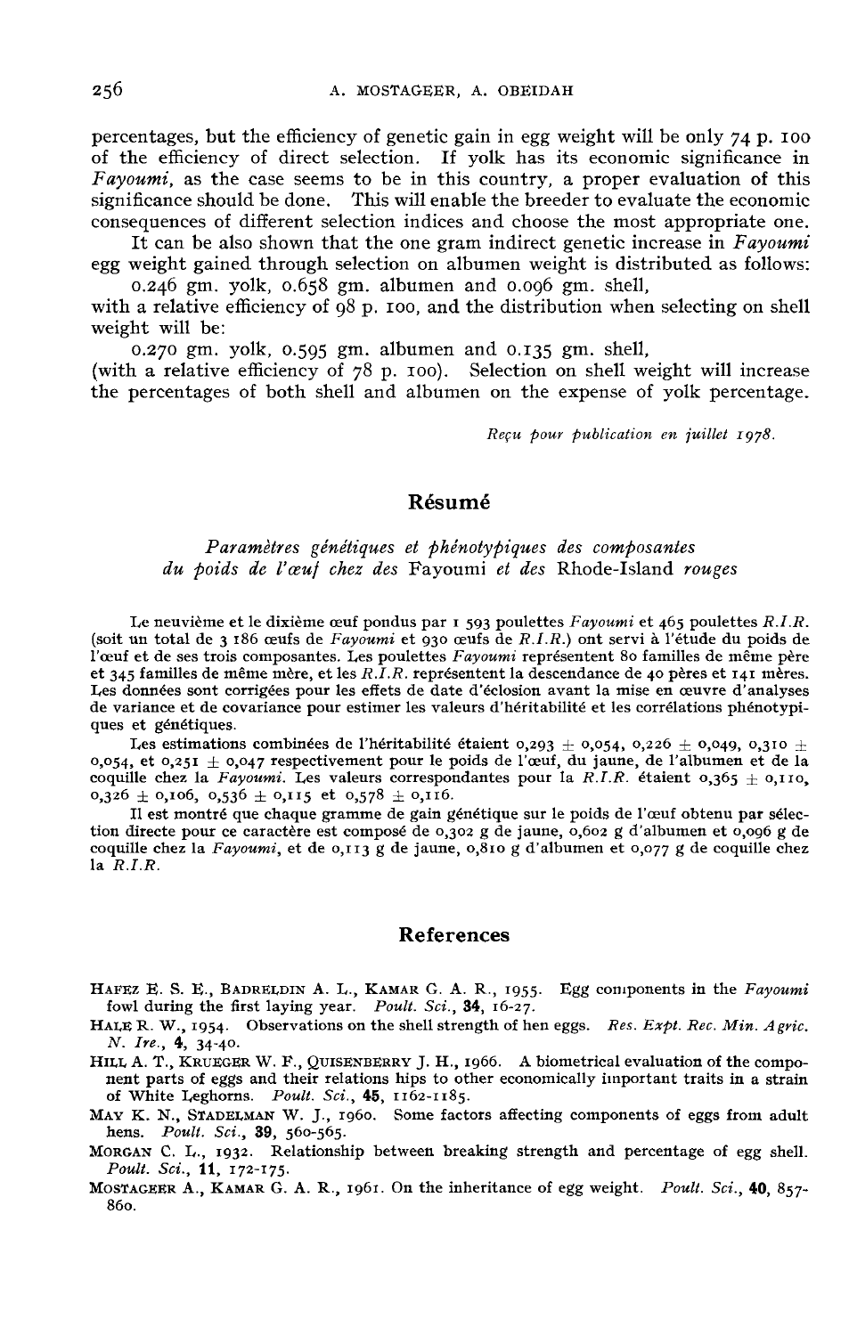percentages, but the efficiency of genetic gain in egg weight will be only 74 p. 100 of the efficiency of direct selection. If yolk has its economic significance in *Fayoumi*, as the case seems to be in this country, a proper evaluation of this significance should be done. This will enable the breeder to evaluate the economic consequences of different selection indices and choose the most appropriate one.

It can be also shown that the one gram indirect genetic increase in *Fayoumi* egg weight gained through selection on albumen weight is distributed as follows:

0.246 gm. yolk, 0.658 gm. albumen and 0.096 gm. shell,

with a relative efficiency of 98 p. 100, and the distribution when selecting on shell weight will be:

0.270 gm. yolk, 0.595 gm. albumen and 0.135 gm. shell,

(with a relative efficiency of 78 p. 100). Selection on shell weight will increase the percentages of both shell and albumen on the expense of yolk percentage.

*Reçu pour publication en juillet 1978.*

## Résumé

### *Paramètres génétiques et phénotypiques des composantes du poids de l'œuf chez des* Fayoumi *et des* Rhode-Island *rouges*

Le neuvième et le dixième œuf pondus par 1 593 poulettes *Fayoumi* et 465 poulettes *R.I.R.* (soit un total de 3 186 œufs de *Fayoumi* et 930 œufs de *R.I.R.*) ont servi à l'étude du poids de l'œuf et de ses trois composantes. Les poulettes *Fayoumi* représentent 80 familles de même père et 345 familles de même mère, et les *R.I.R.* représentent la descendance de 40 pères et 141 mères. Les données sont corrigées pour les effets de date d'éclosion avant la mise en œuvre d'analyses de variance et de covariance pour estimer les valeurs d'héritabilité et les corrélations phénotypiques et génétiques.

Les estimations combinées de l'héritabilité étaient 0,293 ± 0,054, 0,226 ± 0,049, 0,310 ± 0,054, et 0,251 ± 0,047 respectivement pour le poids de l'œuf, du jaune, de l'albumen et de la coquille chez la *Fayoumi*. Les valeurs correspondantes pour la *R.I.R.* étaient 0,365 ± 0,110, 0,326 ± 0,106, 0,536 ± 0,115 et 0,578 ± 0,116.

Il est montré que chaque gramme de gain génétique sur le poids de l'œuf obtenu par sélection directe pour ce caractère est composé de 0,302 g de jaune, 0,602 g d'albumen et 0,096 g de coquille chez la *Fayoumi*, et de 0,113 g de jaune, 0,810 g d'albumen et 0,077 g de coquille chez la *R.I.R.*

## References

HAFEZ E. S. E., BADRELDIN A. L., KAMAR G. A. R., 1955. Egg components in the *Fayoumi* fowl during the first laying year. *Poult. Sci.*, **34**, 16-27.

HALE R. W., 1954. Observations on the shell strength of hen eggs. *Res. Expt. Rec. Min. Agric. N. Ire.*, **4**, 34-40.

HILL A. T., KRUEGER W. F., QUISENBERRY J. H., 1966. A biometrical evaluation of the component parts of eggs and their relations hips to other economically important traits in a strain of White Leghorns. *Poult. Sci.*, **45**, 1162-1185.

MAY K. N., STADELMAN W. J., 1960. Some factors affecting components of eggs from adult hens. *Poult. Sci.*, **39**, 560-565.

MORGAN C. L., 1932. Relationship between breaking strength and percentage of egg shell. *Poult. Sci.*, **11**, 172-175.

MOSTAGEER A., KAMAR G. A. R., 1961. On the inheritance of egg weight. *Poult. Sci.*, **40**, 857-860.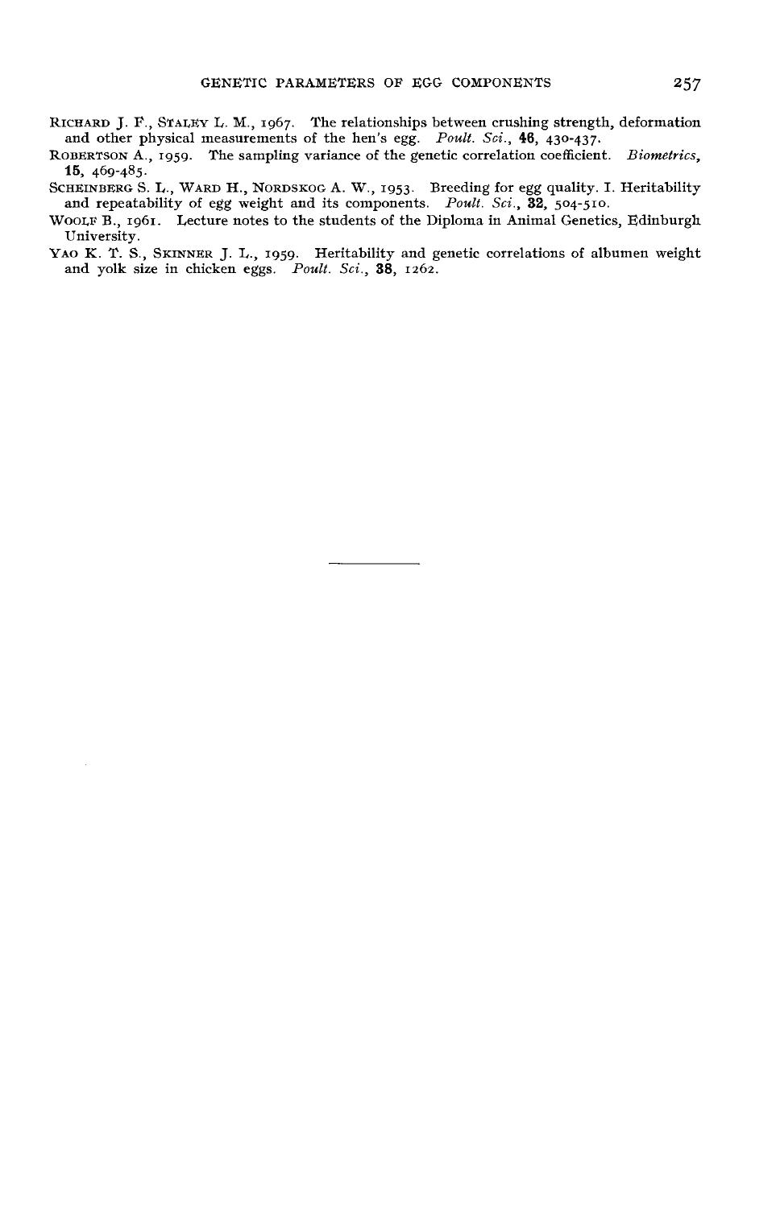RICHARD J. F., STALEY L. M., 1967. The relationships between crushing strength, deformation and other physical measurements of the hen's egg. *Poult. Sci.*, **46**, 430-437.

ROBERTSON A., 1959. The sampling variance of the genetic correlation coefficient. *Biometrics*, **15**, 469-485.

SCHEINBERG S. L., WARD H., NORDSKOG A. W., 1953. Breeding for egg quality. I. Heritability and repeatability of egg weight and its components. *Poult. Sci.*, **32**, 504-510.

WOOLF B., 1961. Lecture notes to the students of the Diploma in Animal Genetics, Edinburgh University.

YAO K. T. S., SKINNER J. L., 1959. Heritability and genetic correlations of albumen weight and yolk size in chicken eggs. *Poult. Sci.*, **38**, 1262.